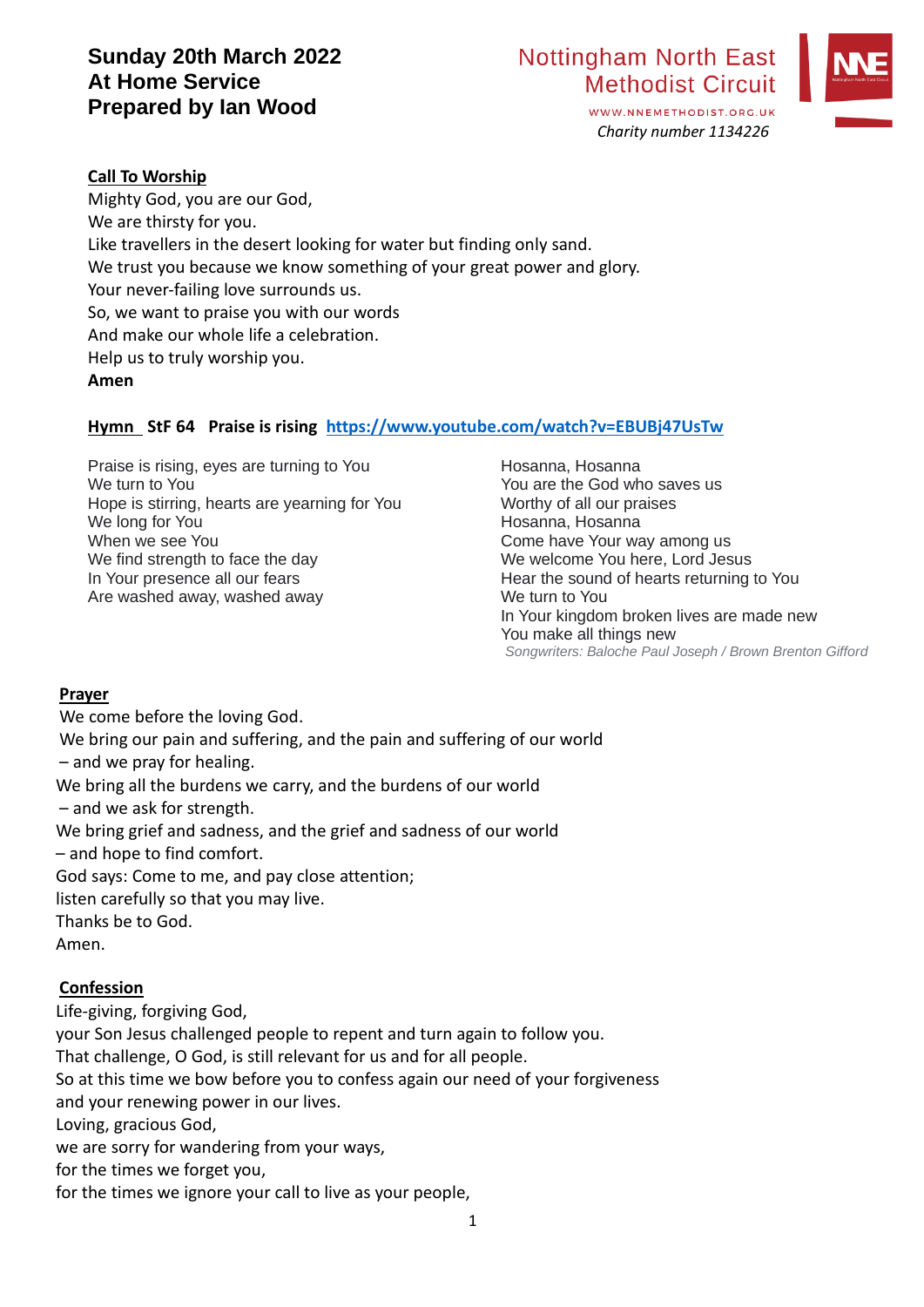**Sunday 20th March 2022**
**At Home Service**
**Prepared by Ian Wood**

Nottingham North East Methodist Circuit
WWW.NNEMETHODIST.ORG.UK
*Charity number 1134226*

**Call To Worship**

Mighty God, you are our God,
We are thirsty for you.
Like travellers in the desert looking for water but finding only sand.
We trust you because we know something of your great power and glory.
Your never-failing love surrounds us.
So, we want to praise you with our words
And make our whole life a celebration.
Help us to truly worship you.
**Amen**

**Hymn StF 64 Praise is rising https://www.youtube.com/watch?v=EBUBj47UsTw**

Praise is rising, eyes are turning to You
We turn to You
Hope is stirring, hearts are yearning for You
We long for You
When we see You
We find strength to face the day
In Your presence all our fears
Are washed away, washed away

Hosanna, Hosanna
You are the God who saves us
Worthy of all our praises
Hosanna, Hosanna
Come have Your way among us
We welcome You here, Lord Jesus
Hear the sound of hearts returning to You
We turn to You
In Your kingdom broken lives are made new
You make all things new

*Songwriters: Baloche Paul Joseph / Brown Brenton Gifford*

**Prayer**

We come before the loving God.
We bring our pain and suffering, and the pain and suffering of our world
– and we pray for healing.
We bring all the burdens we carry, and the burdens of our world
– and we ask for strength.
We bring grief and sadness, and the grief and sadness of our world
– and hope to find comfort.
God says: Come to me, and pay close attention;
listen carefully so that you may live.
Thanks be to God.
Amen.

**Confession**

Life-giving, forgiving God,
your Son Jesus challenged people to repent and turn again to follow you.
That challenge, O God, is still relevant for us and for all people.
So at this time we bow before you to confess again our need of your forgiveness
and your renewing power in our lives.
Loving, gracious God,
we are sorry for wandering from your ways,
for the times we forget you,
for the times we ignore your call to live as your people,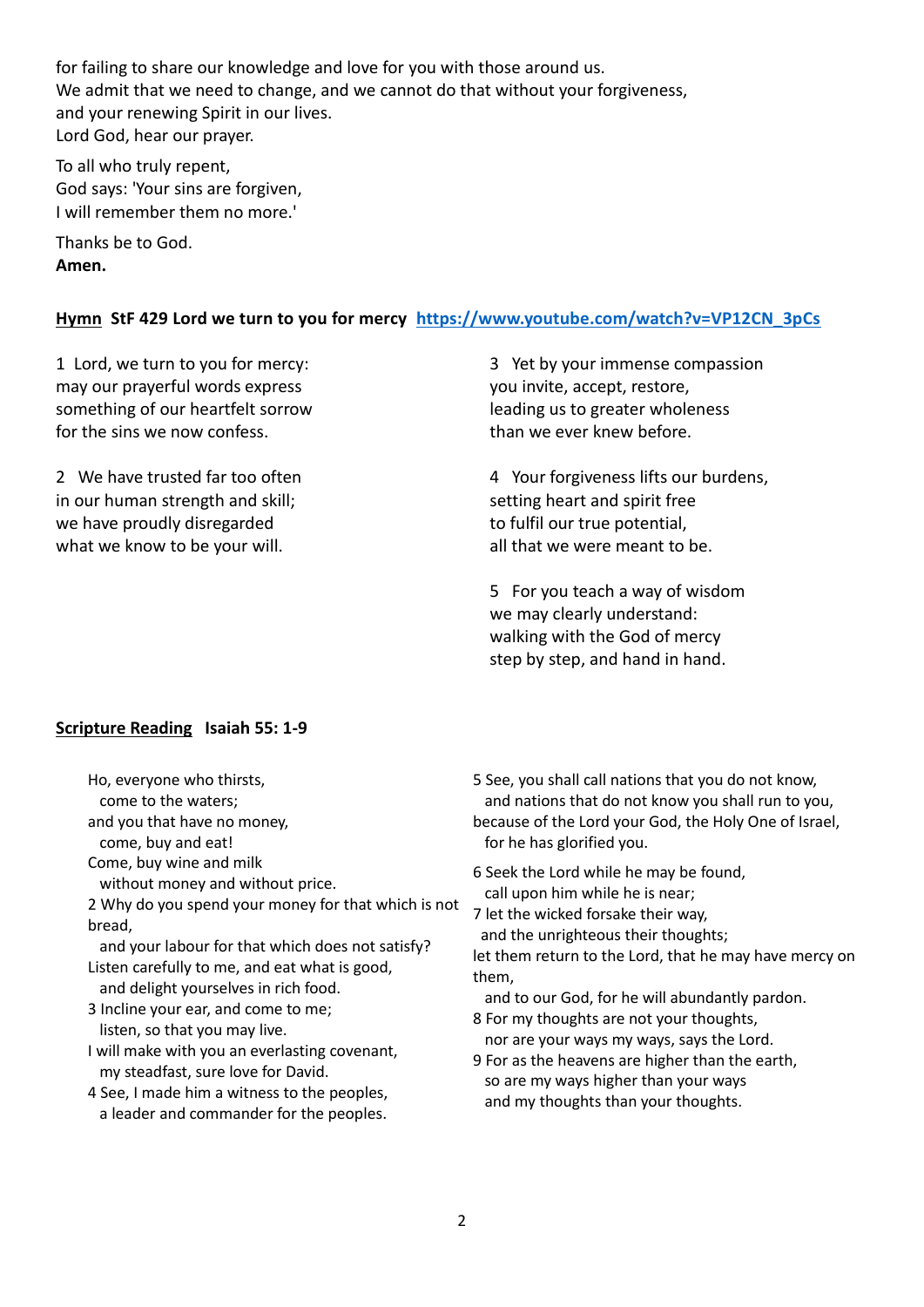for failing to share our knowledge and love for you with those around us.
We admit that we need to change, and we cannot do that without your forgiveness,
and your renewing Spirit in our lives.
Lord God, hear our prayer.

To all who truly repent,
God says: 'Your sins are forgiven,
I will remember them no more.'

Thanks be to God.
**Amen.**

**Hymn StF 429 Lord we turn to you for mercy** **https://www.youtube.com/watch?v=VP12CN_3pCs**

1 Lord, we turn to you for mercy:
may our prayerful words express
something of our heartfelt sorrow
for the sins we now confess.

2 We have trusted far too often
in our human strength and skill;
we have proudly disregarded
what we know to be your will.

3 Yet by your immense compassion
you invite, accept, restore,
leading us to greater wholeness
than we ever knew before.

4 Your forgiveness lifts our burdens,
setting heart and spirit free
to fulfil our true potential,
all that we were meant to be.

5 For you teach a way of wisdom
we may clearly understand:
walking with the God of mercy
step by step, and hand in hand.

**Scripture Reading Isaiah 55: 1-9**

Ho, everyone who thirsts,
  come to the waters;
and you that have no money,
  come, buy and eat!
Come, buy wine and milk
  without money and without price.
2 Why do you spend your money for that which is not bread,
  and your labour for that which does not satisfy?
Listen carefully to me, and eat what is good,
  and delight yourselves in rich food.
3 Incline your ear, and come to me;
  listen, so that you may live.
I will make with you an everlasting covenant,
  my steadfast, sure love for David.
4 See, I made him a witness to the peoples,
  a leader and commander for the peoples.
5 See, you shall call nations that you do not know,
  and nations that do not know you shall run to you,
because of the Lord your God, the Holy One of Israel,
  for he has glorified you.
6 Seek the Lord while he may be found,
  call upon him while he is near;
7 let the wicked forsake their way,
  and the unrighteous their thoughts;
let them return to the Lord, that he may have mercy on them,
  and to our God, for he will abundantly pardon.
8 For my thoughts are not your thoughts,
  nor are your ways my ways, says the Lord.
9 For as the heavens are higher than the earth,
  so are my ways higher than your ways
  and my thoughts than your thoughts.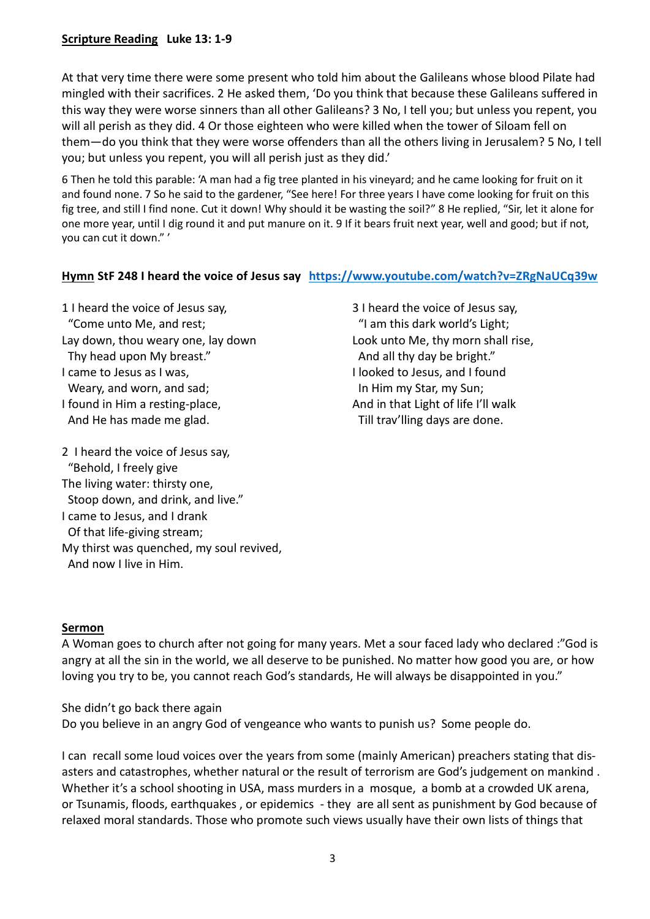**Scripture Reading Luke 13: 1-9**

At that very time there were some present who told him about the Galileans whose blood Pilate had mingled with their sacrifices. 2 He asked them, 'Do you think that because these Galileans suffered in this way they were worse sinners than all other Galileans? 3 No, I tell you; but unless you repent, you will all perish as they did. 4 Or those eighteen who were killed when the tower of Siloam fell on them—do you think that they were worse offenders than all the others living in Jerusalem? 5 No, I tell you; but unless you repent, you will all perish just as they did.'

6 Then he told this parable: 'A man had a fig tree planted in his vineyard; and he came looking for fruit on it and found none. 7 So he said to the gardener, "See here! For three years I have come looking for fruit on this fig tree, and still I find none. Cut it down! Why should it be wasting the soil?" 8 He replied, "Sir, let it alone for one more year, until I dig round it and put manure on it. 9 If it bears fruit next year, well and good; but if not, you can cut it down." '

**Hymn StF 248 I heard the voice of Jesus say** https://www.youtube.com/watch?v=ZRgNaUCq39w

1 I heard the voice of Jesus say,
  "Come unto Me, and rest;
Lay down, thou weary one, lay down
  Thy head upon My breast."
I came to Jesus as I was,
  Weary, and worn, and sad;
I found in Him a resting-place,
  And He has made me glad.

2 I heard the voice of Jesus say,
  "Behold, I freely give
The living water: thirsty one,
  Stoop down, and drink, and live."
I came to Jesus, and I drank
  Of that life-giving stream;
My thirst was quenched, my soul revived,
  And now I live in Him.

3 I heard the voice of Jesus say,
  "I am this dark world's Light;
Look unto Me, thy morn shall rise,
  And all thy day be bright."
I looked to Jesus, and I found
  In Him my Star, my Sun;
And in that Light of life I'll walk
  Till trav'lling days are done.

**Sermon**

A Woman goes to church after not going for many years. Met a sour faced lady who declared :"God is angry at all the sin in the world, we all deserve to be punished. No matter how good you are, or how loving you try to be, you cannot reach God's standards, He will always be disappointed in you."

She didn't go back there again
Do you believe in an angry God of vengeance who wants to punish us? Some people do.

I can recall some loud voices over the years from some (mainly American) preachers stating that disasters and catastrophes, whether natural or the result of terrorism are God's judgement on mankind . Whether it's a school shooting in USA, mass murders in a mosque, a bomb at a crowded UK arena, or Tsunamis, floods, earthquakes , or epidemics - they are all sent as punishment by God because of relaxed moral standards. Those who promote such views usually have their own lists of things that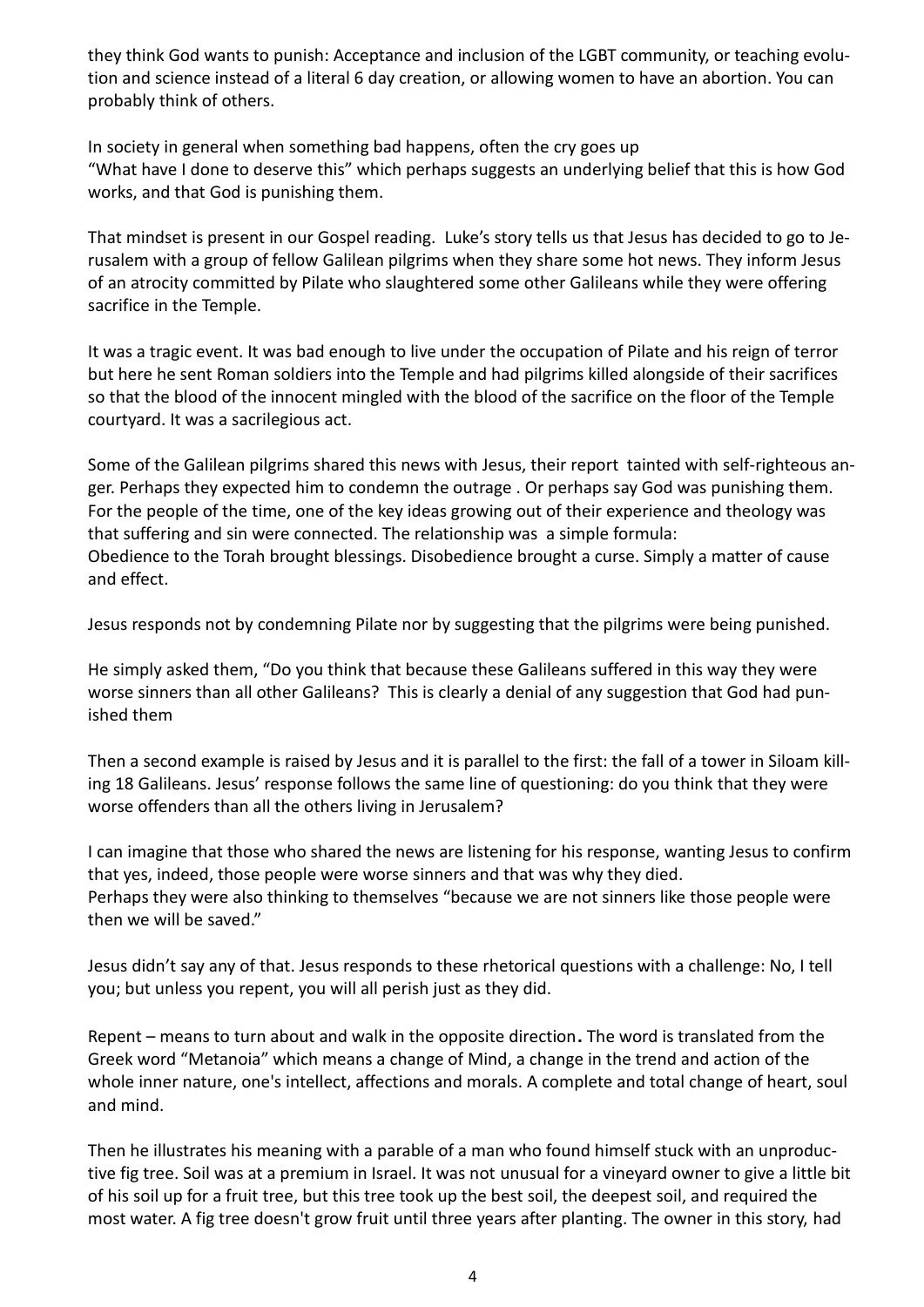they think God wants to punish: Acceptance and inclusion of the LGBT community, or teaching evolution and science instead of a literal 6 day creation, or allowing women to have an abortion. You can probably think of others.

In society in general when something bad happens, often the cry goes up
"What have I done to deserve this" which perhaps suggests an underlying belief that this is how God works, and that God is punishing them.

That mindset is present in our Gospel reading. Luke's story tells us that Jesus has decided to go to Jerusalem with a group of fellow Galilean pilgrims when they share some hot news. They inform Jesus of an atrocity committed by Pilate who slaughtered some other Galileans while they were offering sacrifice in the Temple.

It was a tragic event. It was bad enough to live under the occupation of Pilate and his reign of terror but here he sent Roman soldiers into the Temple and had pilgrims killed alongside of their sacrifices so that the blood of the innocent mingled with the blood of the sacrifice on the floor of the Temple courtyard. It was a sacrilegious act.

Some of the Galilean pilgrims shared this news with Jesus, their report tainted with self-righteous anger. Perhaps they expected him to condemn the outrage . Or perhaps say God was punishing them. For the people of the time, one of the key ideas growing out of their experience and theology was that suffering and sin were connected. The relationship was a simple formula:
Obedience to the Torah brought blessings. Disobedience brought a curse. Simply a matter of cause and effect.

Jesus responds not by condemning Pilate nor by suggesting that the pilgrims were being punished.

He simply asked them, "Do you think that because these Galileans suffered in this way they were worse sinners than all other Galileans? This is clearly a denial of any suggestion that God had punished them

Then a second example is raised by Jesus and it is parallel to the first: the fall of a tower in Siloam killing 18 Galileans. Jesus' response follows the same line of questioning: do you think that they were worse offenders than all the others living in Jerusalem?

I can imagine that those who shared the news are listening for his response, wanting Jesus to confirm that yes, indeed, those people were worse sinners and that was why they died.
Perhaps they were also thinking to themselves "because we are not sinners like those people were then we will be saved."

Jesus didn't say any of that. Jesus responds to these rhetorical questions with a challenge: No, I tell you; but unless you repent, you will all perish just as they did.

Repent – means to turn about and walk in the opposite direction**.** The word is translated from the Greek word "Metanoia" which means a change of Mind, a change in the trend and action of the whole inner nature, one's intellect, affections and morals. A complete and total change of heart, soul and mind.

Then he illustrates his meaning with a parable of a man who found himself stuck with an unproductive fig tree. Soil was at a premium in Israel. It was not unusual for a vineyard owner to give a little bit of his soil up for a fruit tree, but this tree took up the best soil, the deepest soil, and required the most water. A fig tree doesn't grow fruit until three years after planting. The owner in this story, had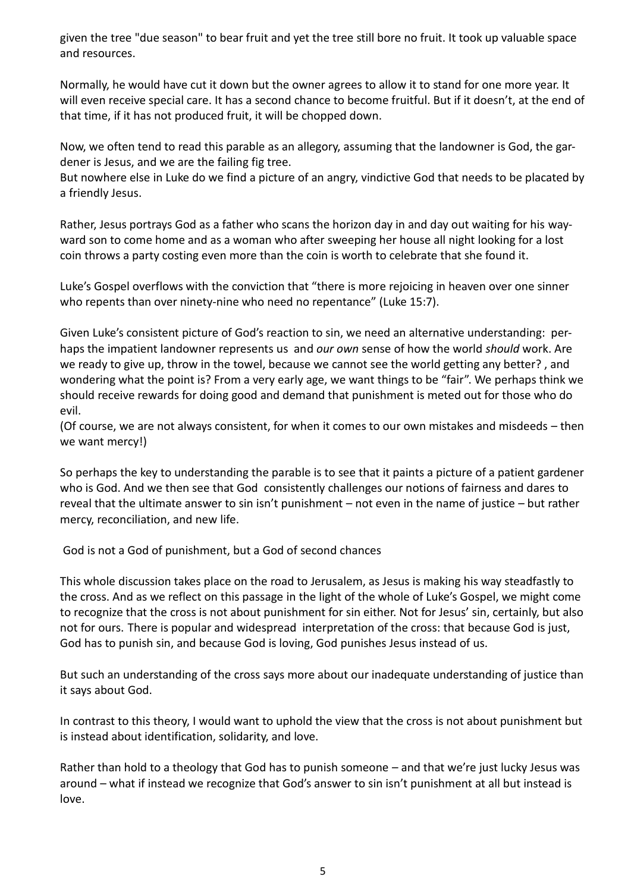given the tree "due season" to bear fruit and yet the tree still bore no fruit. It took up valuable space and resources.

Normally, he would have cut it down but the owner agrees to allow it to stand for one more year. It will even receive special care. It has a second chance to become fruitful. But if it doesn't, at the end of that time, if it has not produced fruit, it will be chopped down.

Now, we often tend to read this parable as an allegory, assuming that the landowner is God, the gardener is Jesus, and we are the failing fig tree.
But nowhere else in Luke do we find a picture of an angry, vindictive God that needs to be placated by a friendly Jesus.

Rather, Jesus portrays God as a father who scans the horizon day in and day out waiting for his wayward son to come home and as a woman who after sweeping her house all night looking for a lost coin throws a party costing even more than the coin is worth to celebrate that she found it.

Luke's Gospel overflows with the conviction that "there is more rejoicing in heaven over one sinner who repents than over ninety-nine who need no repentance" (Luke 15:7).

Given Luke's consistent picture of God's reaction to sin, we need an alternative understanding: perhaps the impatient landowner represents us and *our own* sense of how the world *should* work. Are we ready to give up, throw in the towel, because we cannot see the world getting any better? , and wondering what the point is? From a very early age, we want things to be "fair". We perhaps think we should receive rewards for doing good and demand that punishment is meted out for those who do evil.
(Of course, we are not always consistent, for when it comes to our own mistakes and misdeeds – then we want mercy!)

So perhaps the key to understanding the parable is to see that it paints a picture of a patient gardener who is God. And we then see that God consistently challenges our notions of fairness and dares to reveal that the ultimate answer to sin isn't punishment – not even in the name of justice – but rather mercy, reconciliation, and new life.

God is not a God of punishment, but a God of second chances

This whole discussion takes place on the road to Jerusalem, as Jesus is making his way steadfastly to the cross. And as we reflect on this passage in the light of the whole of Luke's Gospel, we might come to recognize that the cross is not about punishment for sin either. Not for Jesus' sin, certainly, but also not for ours. There is popular and widespread interpretation of the cross: that because God is just, God has to punish sin, and because God is loving, God punishes Jesus instead of us.

But such an understanding of the cross says more about our inadequate understanding of justice than it says about God.

In contrast to this theory, I would want to uphold the view that the cross is not about punishment but is instead about identification, solidarity, and love.

Rather than hold to a theology that God has to punish someone – and that we're just lucky Jesus was around – what if instead we recognize that God's answer to sin isn't punishment at all but instead is love.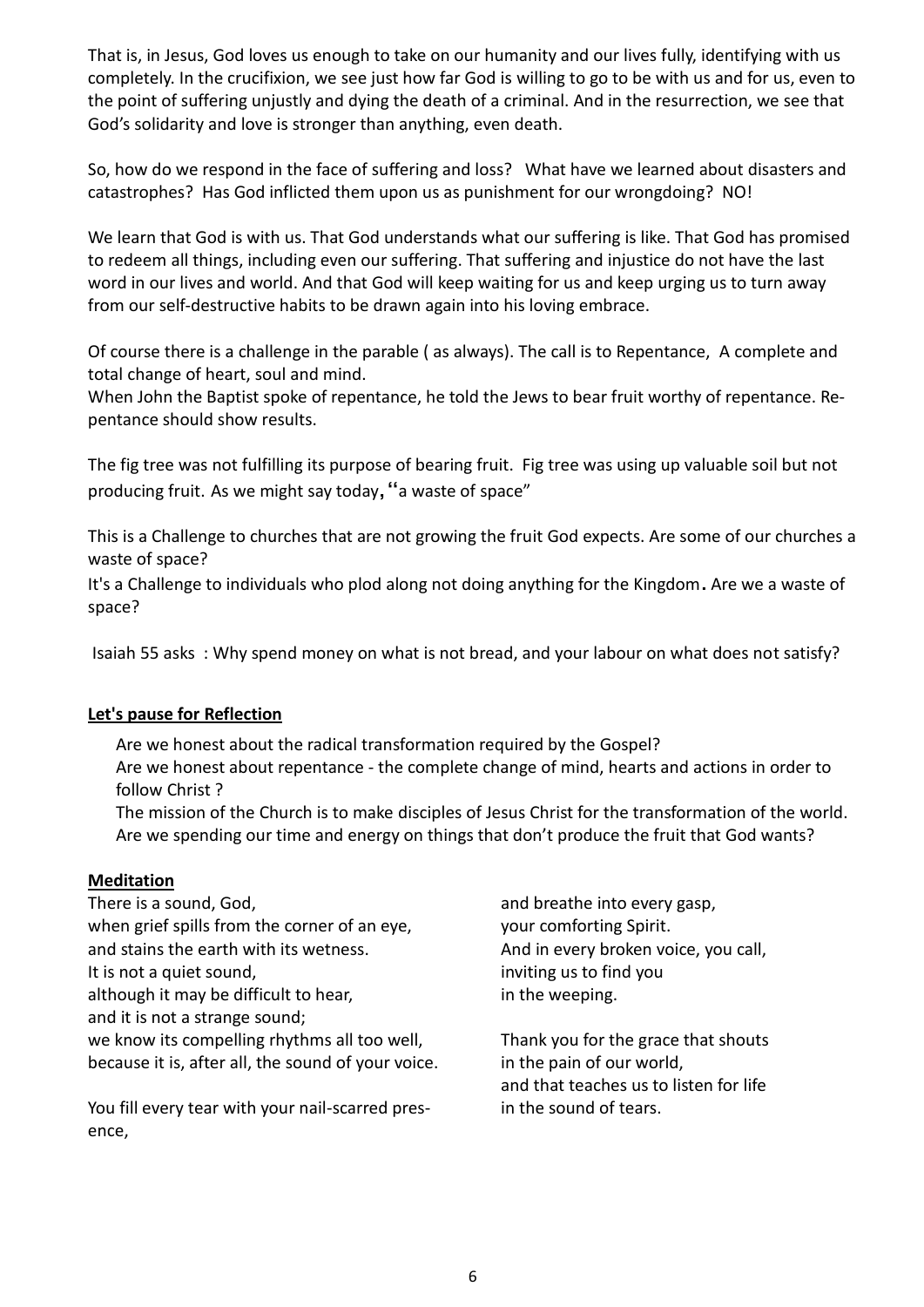That is, in Jesus, God loves us enough to take on our humanity and our lives fully, identifying with us completely. In the crucifixion, we see just how far God is willing to go to be with us and for us, even to the point of suffering unjustly and dying the death of a criminal. And in the resurrection, we see that God's solidarity and love is stronger than anything, even death.

So, how do we respond in the face of suffering and loss? What have we learned about disasters and catastrophes? Has God inflicted them upon us as punishment for our wrongdoing? NO!

We learn that God is with us. That God understands what our suffering is like. That God has promised to redeem all things, including even our suffering. That suffering and injustice do not have the last word in our lives and world. And that God will keep waiting for us and keep urging us to turn away from our self-destructive habits to be drawn again into his loving embrace.

Of course there is a challenge in the parable ( as always). The call is to Repentance, A complete and total change of heart, soul and mind.
When John the Baptist spoke of repentance, he told the Jews to bear fruit worthy of repentance. Repentance should show results.

The fig tree was not fulfilling its purpose of bearing fruit. Fig tree was using up valuable soil but not producing fruit. As we might say today, "a waste of space"

This is a Challenge to churches that are not growing the fruit God expects. Are some of our churches a waste of space?
It's a Challenge to individuals who plod along not doing anything for the Kingdom. Are we a waste of space?

Isaiah 55 asks : Why spend money on what is not bread, and your labour on what does not satisfy?

**Let's pause for Reflection**

Are we honest about the radical transformation required by the Gospel?
Are we honest about repentance - the complete change of mind, hearts and actions in order to follow Christ ?
The mission of the Church is to make disciples of Jesus Christ for the transformation of the world.
Are we spending our time and energy on things that don't produce the fruit that God wants?

**Meditation**

There is a sound, God,
when grief spills from the corner of an eye,
and stains the earth with its wetness.
It is not a quiet sound,
although it may be difficult to hear,
and it is not a strange sound;
we know its compelling rhythms all too well,
because it is, after all, the sound of your voice.

You fill every tear with your nail-scarred presence,
and breathe into every gasp,
your comforting Spirit.
And in every broken voice, you call,
inviting us to find you
in the weeping.

Thank you for the grace that shouts
in the pain of our world,
and that teaches us to listen for life
in the sound of tears.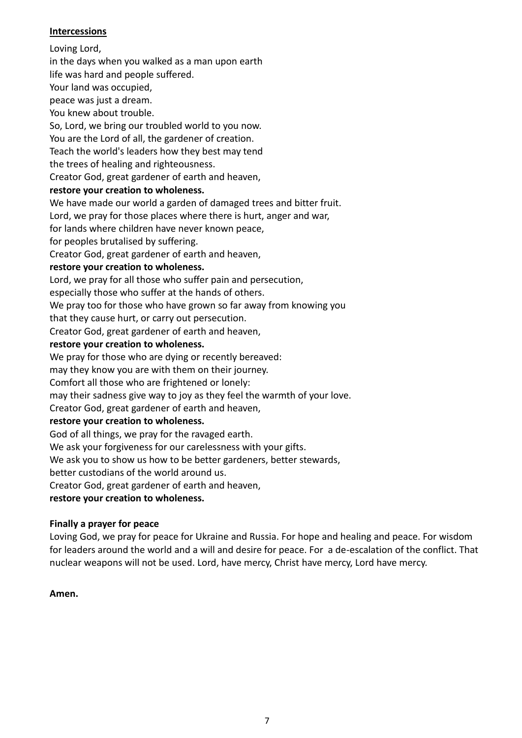**Intercessions**

Loving Lord,
in the days when you walked as a man upon earth
life was hard and people suffered.
Your land was occupied,
peace was just a dream.
You knew about trouble.
So, Lord, we bring our troubled world to you now.
You are the Lord of all, the gardener of creation.
Teach the world's leaders how they best may tend
the trees of healing and righteousness.
Creator God, great gardener of earth and heaven,
**restore your creation to wholeness.**
We have made our world a garden of damaged trees and bitter fruit.
Lord, we pray for those places where there is hurt, anger and war,
for lands where children have never known peace,
for peoples brutalised by suffering.
Creator God, great gardener of earth and heaven,
**restore your creation to wholeness.**
Lord, we pray for all those who suffer pain and persecution,
especially those who suffer at the hands of others.
We pray too for those who have grown so far away from knowing you
that they cause hurt, or carry out persecution.
Creator God, great gardener of earth and heaven,
**restore your creation to wholeness.**
We pray for those who are dying or recently bereaved:
may they know you are with them on their journey.
Comfort all those who are frightened or lonely:
may their sadness give way to joy as they feel the warmth of your love.
Creator God, great gardener of earth and heaven,
**restore your creation to wholeness.**
God of all things, we pray for the ravaged earth.
We ask your forgiveness for our carelessness with your gifts.
We ask you to show us how to be better gardeners, better stewards,
better custodians of the world around us.
Creator God, great gardener of earth and heaven,
**restore your creation to wholeness.**

**Finally a prayer for peace**

Loving God, we pray for peace for Ukraine and Russia. For hope and healing and peace. For wisdom for leaders around the world and a will and desire for peace. For a de-escalation of the conflict. That nuclear weapons will not be used. Lord, have mercy, Christ have mercy, Lord have mercy.

**Amen.**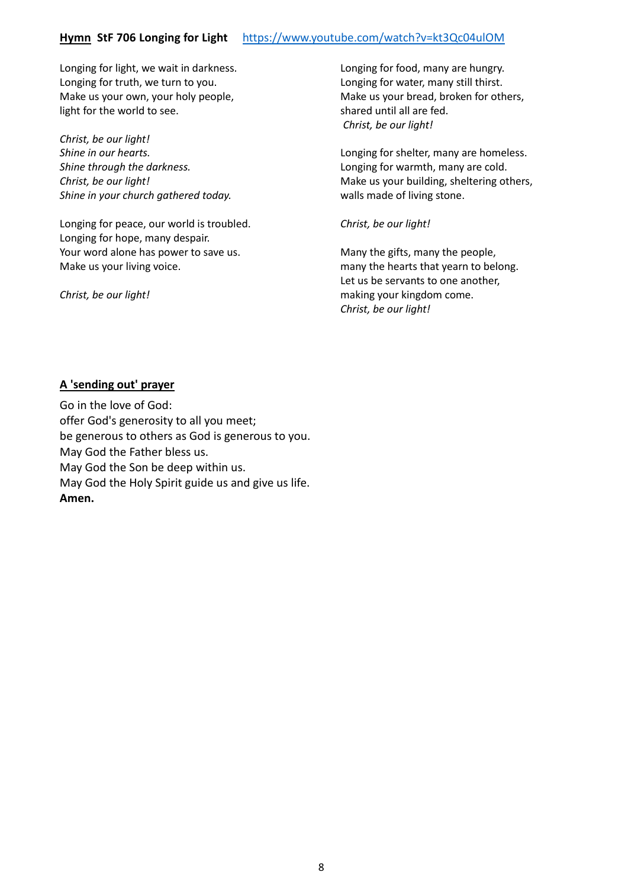**<u>Hymn</u> StF 706 Longing for Light** https://www.youtube.com/watch?v=kt3Qc04ulOM

Longing for light, we wait in darkness.
Longing for truth, we turn to you.
Make us your own, your holy people,
light for the world to see.

*Christ, be our light!*
*Shine in our hearts.*
*Shine through the darkness.*
*Christ, be our light!*
*Shine in your church gathered today.*

Longing for peace, our world is troubled.
Longing for hope, many despair.
Your word alone has power to save us.
Make us your living voice.

*Christ, be our light!*

Longing for food, many are hungry.
Longing for water, many still thirst.
Make us your bread, broken for others,
shared until all are fed.
*Christ, be our light!*

Longing for shelter, many are homeless.
Longing for warmth, many are cold.
Make us your building, sheltering others,
walls made of living stone.

*Christ, be our light!*

Many the gifts, many the people,
many the hearts that yearn to belong.
Let us be servants to one another,
making your kingdom come.
*Christ, be our light!*

**<u>A 'sending out' prayer</u>**

Go in the love of God:
offer God's generosity to all you meet;
be generous to others as God is generous to you.
May God the Father bless us.
May God the Son be deep within us.
May God the Holy Spirit guide us and give us life.
**Amen.**